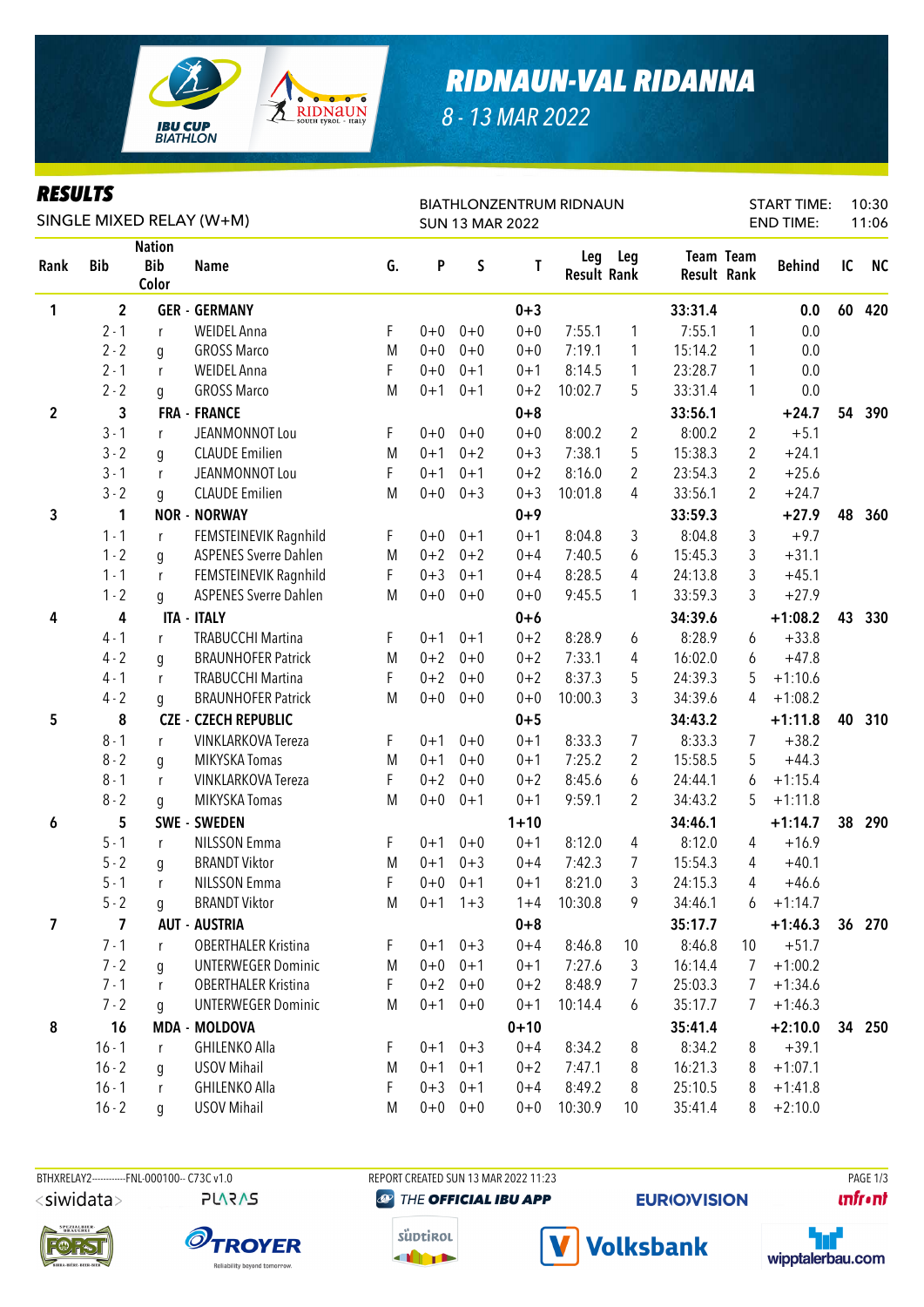# RIDNAUN-VAL RIDANNA

8 - 13 MAR 2022

## RESULTS

SINGLE MIXED RELAY (W+M)

BIATHLONZENTRUM RIDNAUN
SUN 13 MAR 2022

START TIME: 10:30
END TIME: 11:06

| Rank | Bib | Nation Bib Color | Name | G. | P | S | T | Leg Result | Leg Rank | Team Result | Team Rank | Behind | IC | NC |
|---|---|---|---|---|---|---|---|---|---|---|---|---|---|---|
| 1 | 2 | | GER - GERMANY | | | | 0+3 | | | 33:31.4 | | 0.0 | 60 | 420 |
| | 2 - 1 | r | WEIDEL Anna | F | 0+0 | 0+0 | 0+0 | 7:55.1 | 1 | 7:55.1 | 1 | 0.0 | | |
| | 2 - 2 | g | GROSS Marco | M | 0+0 | 0+0 | 0+0 | 7:19.1 | 1 | 15:14.2 | 1 | 0.0 | | |
| | 2 - 1 | r | WEIDEL Anna | F | 0+0 | 0+1 | 0+1 | 8:14.5 | 1 | 23:28.7 | 1 | 0.0 | | |
| | 2 - 2 | g | GROSS Marco | M | 0+1 | 0+1 | 0+2 | 10:02.7 | 5 | 33:31.4 | 1 | 0.0 | | |
| 2 | 3 | | FRA - FRANCE | | | | 0+8 | | | 33:56.1 | | +24.7 | 54 | 390 |
| | 3 - 1 | r | JEANMONNOT Lou | F | 0+0 | 0+0 | 0+0 | 8:00.2 | 2 | 8:00.2 | 2 | +5.1 | | |
| | 3 - 2 | g | CLAUDE Emilien | M | 0+1 | 0+2 | 0+3 | 7:38.1 | 5 | 15:38.3 | 2 | +24.1 | | |
| | 3 - 1 | r | JEANMONNOT Lou | F | 0+1 | 0+1 | 0+2 | 8:16.0 | 2 | 23:54.3 | 2 | +25.6 | | |
| | 3 - 2 | g | CLAUDE Emilien | M | 0+0 | 0+3 | 0+3 | 10:01.8 | 4 | 33:56.1 | 2 | +24.7 | | |
| 3 | 1 | | NOR - NORWAY | | | | 0+9 | | | 33:59.3 | | +27.9 | 48 | 360 |
| | 1 - 1 | r | FEMSTEINEVIK Ragnhild | F | 0+0 | 0+1 | 0+1 | 8:04.8 | 3 | 8:04.8 | 3 | +9.7 | | |
| | 1 - 2 | g | ASPENES Sverre Dahlen | M | 0+2 | 0+2 | 0+4 | 7:40.5 | 6 | 15:45.3 | 3 | +31.1 | | |
| | 1 - 1 | r | FEMSTEINEVIK Ragnhild | F | 0+3 | 0+1 | 0+4 | 8:28.5 | 4 | 24:13.8 | 3 | +45.1 | | |
| | 1 - 2 | g | ASPENES Sverre Dahlen | M | 0+0 | 0+0 | 0+0 | 9:45.5 | 1 | 33:59.3 | 3 | +27.9 | | |
| 4 | 4 | | ITA - ITALY | | | | 0+6 | | | 34:39.6 | | +1:08.2 | 43 | 330 |
| | 4 - 1 | r | TRABUCCHI Martina | F | 0+1 | 0+1 | 0+2 | 8:28.9 | 6 | 8:28.9 | 6 | +33.8 | | |
| | 4 - 2 | g | BRAUNHOFER Patrick | M | 0+2 | 0+0 | 0+2 | 7:33.1 | 4 | 16:02.0 | 6 | +47.8 | | |
| | 4 - 1 | r | TRABUCCHI Martina | F | 0+2 | 0+0 | 0+2 | 8:37.3 | 5 | 24:39.3 | 5 | +1:10.6 | | |
| | 4 - 2 | g | BRAUNHOFER Patrick | M | 0+0 | 0+0 | 0+0 | 10:00.3 | 3 | 34:39.6 | 4 | +1:08.2 | | |
| 5 | 8 | | CZE - CZECH REPUBLIC | | | | 0+5 | | | 34:43.2 | | +1:11.8 | 40 | 310 |
| | 8 - 1 | r | VINKLARKOVA Tereza | F | 0+1 | 0+0 | 0+1 | 8:33.3 | 7 | 8:33.3 | 7 | +38.2 | | |
| | 8 - 2 | g | MIKYSKA Tomas | M | 0+1 | 0+0 | 0+1 | 7:25.2 | 2 | 15:58.5 | 5 | +44.3 | | |
| | 8 - 1 | r | VINKLARKOVA Tereza | F | 0+2 | 0+0 | 0+2 | 8:45.6 | 6 | 24:44.1 | 6 | +1:15.4 | | |
| | 8 - 2 | g | MIKYSKA Tomas | M | 0+0 | 0+1 | 0+1 | 9:59.1 | 2 | 34:43.2 | 5 | +1:11.8 | | |
| 6 | 5 | | SWE - SWEDEN | | | | 1+10 | | | 34:46.1 | | +1:14.7 | 38 | 290 |
| | 5 - 1 | r | NILSSON Emma | F | 0+1 | 0+0 | 0+1 | 8:12.0 | 4 | 8:12.0 | 4 | +16.9 | | |
| | 5 - 2 | g | BRANDT Viktor | M | 0+1 | 0+3 | 0+4 | 7:42.3 | 7 | 15:54.3 | 4 | +40.1 | | |
| | 5 - 1 | r | NILSSON Emma | F | 0+0 | 0+1 | 0+1 | 8:21.0 | 3 | 24:15.3 | 4 | +46.6 | | |
| | 5 - 2 | g | BRANDT Viktor | M | 0+1 | 1+3 | 1+4 | 10:30.8 | 9 | 34:46.1 | 6 | +1:14.7 | | |
| 7 | 7 | | AUT - AUSTRIA | | | | 0+8 | | | 35:17.7 | | +1:46.3 | 36 | 270 |
| | 7 - 1 | r | OBERTHALER Kristina | F | 0+1 | 0+3 | 0+4 | 8:46.8 | 10 | 8:46.8 | 10 | +51.7 | | |
| | 7 - 2 | g | UNTERWEGER Dominic | M | 0+0 | 0+1 | 0+1 | 7:27.6 | 3 | 16:14.4 | 7 | +1:00.2 | | |
| | 7 - 1 | r | OBERTHALER Kristina | F | 0+2 | 0+0 | 0+2 | 8:48.9 | 7 | 25:03.3 | 7 | +1:34.6 | | |
| | 7 - 2 | g | UNTERWEGER Dominic | M | 0+1 | 0+0 | 0+1 | 10:14.4 | 6 | 35:17.7 | 7 | +1:46.3 | | |
| 8 | 16 | | MDA - MOLDOVA | | | | 0+10 | | | 35:41.4 | | +2:10.0 | 34 | 250 |
| | 16 - 1 | r | GHILENKO Alla | F | 0+1 | 0+3 | 0+4 | 8:34.2 | 8 | 8:34.2 | 8 | +39.1 | | |
| | 16 - 2 | g | USOV Mihail | M | 0+1 | 0+1 | 0+2 | 7:47.1 | 8 | 16:21.3 | 8 | +1:07.1 | | |
| | 16 - 1 | r | GHILENKO Alla | F | 0+3 | 0+1 | 0+4 | 8:49.2 | 8 | 25:10.5 | 8 | +1:41.8 | | |
| | 16 - 2 | g | USOV Mihail | M | 0+0 | 0+0 | 0+0 | 10:30.9 | 10 | 35:41.4 | 8 | +2:10.0 | | |

BTHXRELAY2-----------FNL-000100-- C73C v1.0 — REPORT CREATED SUN 13 MAR 2022 11:23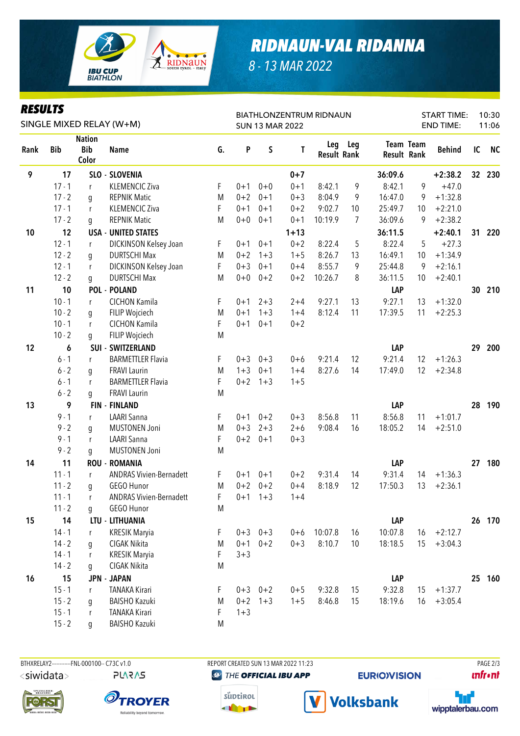# RIDNAUN-VAL RIDANNA

8 - 13 MAR 2022

## RESULTS

SINGLE MIXED RELAY (W+M)

BIATHLONZENTRUM RIDNAUN
SUN 13 MAR 2022

START TIME: 10:30
END TIME: 11:06

| Rank | Bib | Nation Bib Color | Name | G. | P | S | T | Leg Result | Leg Rank | Team Result | Team Rank | Behind | IC | NC |
|---|---|---|---|---|---|---|---|---|---|---|---|---|---|---|
| 9 | 17 | SLO - SLOVENIA | | | | | 0+7 | | | 36:09.6 | | +2:38.2 | 32 | 230 |
| | 17 - 1 | r | KLEMENCIC Ziva | F | 0+1 | 0+0 | 0+1 | 8:42.1 | 9 | 8:42.1 | 9 | +47.0 | | |
| | 17 - 2 | g | REPNIK Matic | M | 0+2 | 0+1 | 0+3 | 8:04.9 | 9 | 16:47.0 | 9 | +1:32.8 | | |
| | 17 - 1 | r | KLEMENCIC Ziva | F | 0+1 | 0+1 | 0+2 | 9:02.7 | 10 | 25:49.7 | 10 | +2:21.0 | | |
| | 17 - 2 | g | REPNIK Matic | M | 0+0 | 0+1 | 0+1 | 10:19.9 | 7 | 36:09.6 | 9 | +2:38.2 | | |
| 10 | 12 | USA - UNITED STATES | | | | | 1+13 | | | 36:11.5 | | +2:40.1 | 31 | 220 |
| | 12 - 1 | r | DICKINSON Kelsey Joan | F | 0+1 | 0+1 | 0+2 | 8:22.4 | 5 | 8:22.4 | 5 | +27.3 | | |
| | 12 - 2 | g | DURTSCHI Max | M | 0+2 | 1+3 | 1+5 | 8:26.7 | 13 | 16:49.1 | 10 | +1:34.9 | | |
| | 12 - 1 | r | DICKINSON Kelsey Joan | F | 0+3 | 0+1 | 0+4 | 8:55.7 | 9 | 25:44.8 | 9 | +2:16.1 | | |
| | 12 - 2 | g | DURTSCHI Max | M | 0+0 | 0+2 | 0+2 | 10:26.7 | 8 | 36:11.5 | 10 | +2:40.1 | | |
| 11 | 10 | POL - POLAND | | | | | | | | LAP | | | 30 | 210 |
| | 10 - 1 | r | CICHON Kamila | F | 0+1 | 2+3 | 2+4 | 9:27.1 | 13 | 9:27.1 | 13 | +1:32.0 | | |
| | 10 - 2 | g | FILIP Wojciech | M | 0+1 | 1+3 | 1+4 | 8:12.4 | 11 | 17:39.5 | 11 | +2:25.3 | | |
| | 10 - 1 | r | CICHON Kamila | F | 0+1 | 0+1 | 0+2 | | | | | | | |
| | 10 - 2 | g | FILIP Wojciech | M | | | | | | | | | | |
| 12 | 6 | SUI - SWITZERLAND | | | | | | | | LAP | | | 29 | 200 |
| | 6 - 1 | r | BARMETTLER Flavia | F | 0+3 | 0+3 | 0+6 | 9:21.4 | 12 | 9:21.4 | 12 | +1:26.3 | | |
| | 6 - 2 | g | FRAVI Laurin | M | 1+3 | 0+1 | 1+4 | 8:27.6 | 14 | 17:49.0 | 12 | +2:34.8 | | |
| | 6 - 1 | r | BARMETTLER Flavia | F | 0+2 | 1+3 | 1+5 | | | | | | | |
| | 6 - 2 | g | FRAVI Laurin | M | | | | | | | | | | |
| 13 | 9 | FIN - FINLAND | | | | | | | | LAP | | | 28 | 190 |
| | 9 - 1 | r | LAARI Sanna | F | 0+1 | 0+2 | 0+3 | 8:56.8 | 11 | 8:56.8 | 11 | +1:01.7 | | |
| | 9 - 2 | g | MUSTONEN Joni | M | 0+3 | 2+3 | 2+6 | 9:08.4 | 16 | 18:05.2 | 14 | +2:51.0 | | |
| | 9 - 1 | r | LAARI Sanna | F | 0+2 | 0+1 | 0+3 | | | | | | | |
| | 9 - 2 | g | MUSTONEN Joni | M | | | | | | | | | | |
| 14 | 11 | ROU - ROMANIA | | | | | | | | LAP | | | 27 | 180 |
| | 11 - 1 | r | ANDRAS Vivien-Bernadett | F | 0+1 | 0+1 | 0+2 | 9:31.4 | 14 | 9:31.4 | 14 | +1:36.3 | | |
| | 11 - 2 | g | GEGO Hunor | M | 0+2 | 0+2 | 0+4 | 8:18.9 | 12 | 17:50.3 | 13 | +2:36.1 | | |
| | 11 - 1 | r | ANDRAS Vivien-Bernadett | F | 0+1 | 1+3 | 1+4 | | | | | | | |
| | 11 - 2 | g | GEGO Hunor | M | | | | | | | | | | |
| 15 | 14 | LTU - LITHUANIA | | | | | | | | LAP | | | 26 | 170 |
| | 14 - 1 | r | KRESIK Maryia | F | 0+3 | 0+3 | 0+6 | 10:07.8 | 16 | 10:07.8 | 16 | +2:12.7 | | |
| | 14 - 2 | g | CIGAK Nikita | M | 0+1 | 0+2 | 0+3 | 8:10.7 | 10 | 18:18.5 | 15 | +3:04.3 | | |
| | 14 - 1 | r | KRESIK Maryia | F | 3+3 | | | | | | | | | |
| | 14 - 2 | g | CIGAK Nikita | M | | | | | | | | | | |
| 16 | 15 | JPN - JAPAN | | | | | | | | LAP | | | 25 | 160 |
| | 15 - 1 | r | TANAKA Kirari | F | 0+3 | 0+2 | 0+5 | 9:32.8 | 15 | 9:32.8 | 15 | +1:37.7 | | |
| | 15 - 2 | g | BAISHO Kazuki | M | 0+2 | 1+3 | 1+5 | 8:46.8 | 15 | 18:19.6 | 16 | +3:05.4 | | |
| | 15 - 1 | r | TANAKA Kirari | F | 1+3 | | | | | | | | | |
| | 15 - 2 | g | BAISHO Kazuki | M | | | | | | | | | | |

BTHXRELAY2-----------FNL-000100-- C73C v1.0 | REPORT CREATED SUN 13 MAR 2022 11:23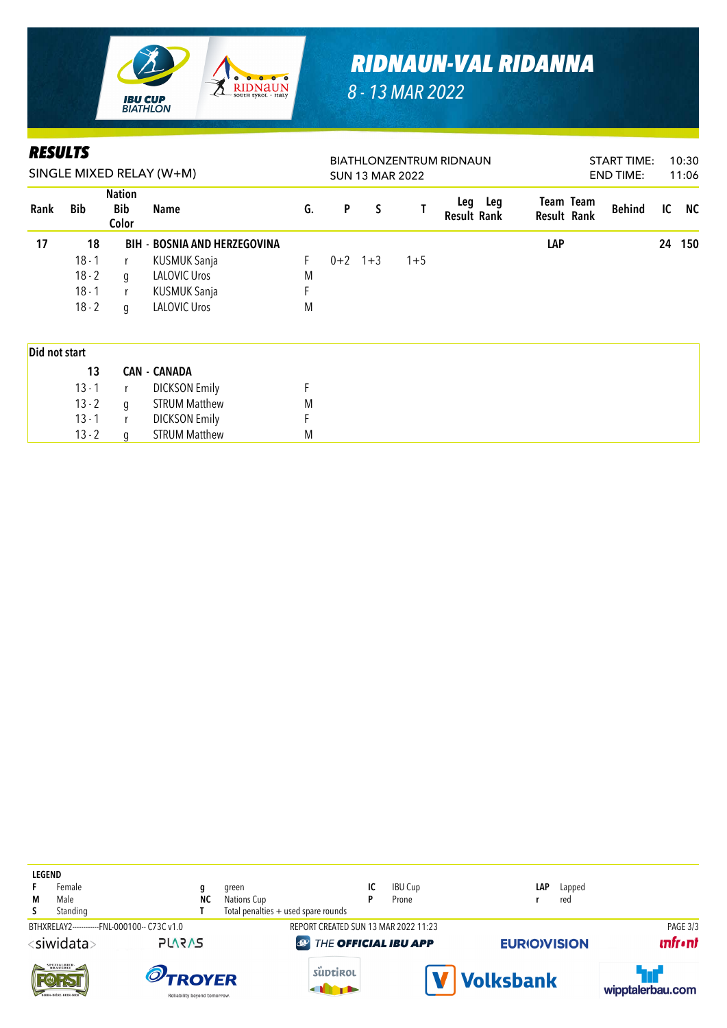# RIDNAUN-VAL RIDANNA

8 - 13 MAR 2022

## RESULTS

SINGLE MIXED RELAY (W+M)

BIATHLONZENTRUM RIDNAUN
SUN 13 MAR 2022

START TIME: 10:30
END TIME: 11:06

| Rank | Bib | Nation Bib Color | Name | G. | P | S | T | Leg Result | Leg Rank | Team Result | Team Rank | Behind | IC | NC |
|---|---|---|---|---|---|---|---|---|---|---|---|---|---|---|
| 17 | 18 | | BIH - BOSNIA AND HERZEGOVINA | | | | | | | LAP | | | 24 | 150 |
| | 18 - 1 | r | KUSMUK Sanja | F | 0+2 | 1+3 | 1+5 | | | | | | | |
| | 18 - 2 | g | LALOVIC Uros | M | | | | | | | | | | |
| | 18 - 1 | r | KUSMUK Sanja | F | | | | | | | | | | |
| | 18 - 2 | g | LALOVIC Uros | M | | | | | | | | | | |

### Did not start

| | Bib | Nation Bib Color | Name | G. |
|---|---|---|---|---|
| | 13 | | CAN - CANADA | |
| | 13 - 1 | r | DICKSON Emily | F |
| | 13 - 2 | g | STRUM Matthew | M |
| | 13 - 1 | r | DICKSON Emily | F |
| | 13 - 2 | g | STRUM Matthew | M |

**LEGEND**

| | | | | | | | |
|---|---|---|---|---|---|---|---|
| F | Female | g | green | IC | IBU Cup | LAP | Lapped |
| M | Male | NC | Nations Cup | P | Prone | r | red |
| S | Standing | T | Total penalties + used spare rounds | | | | |

BTHXRELAY2-----------FNL-000100-- C73C v1.0 REPORT CREATED SUN 13 MAR 2022 11:23